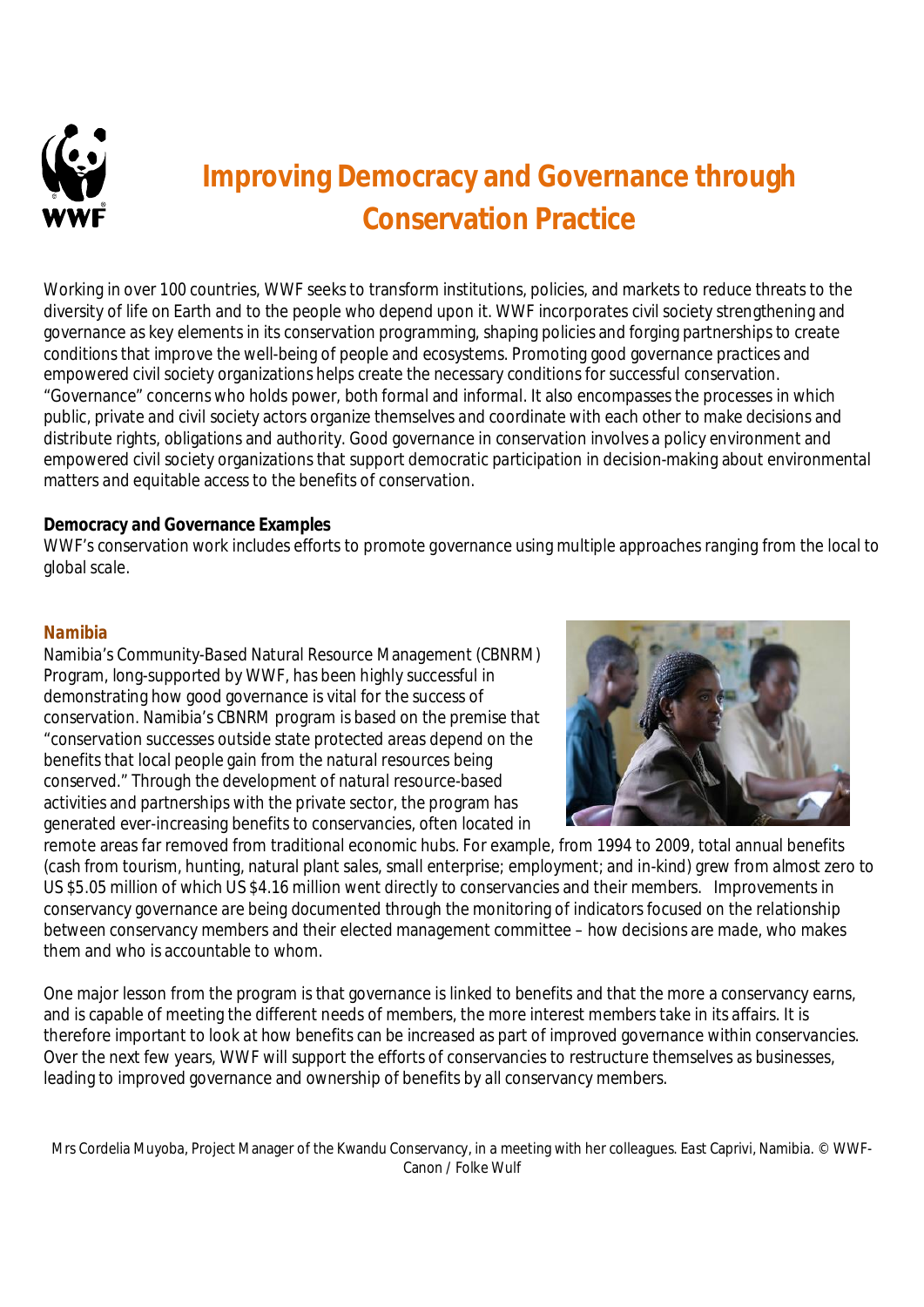# Improving Democracy and Governance through Conservation Practice

Working in over 100 countries, WWF seeks to transform institutions, policies, and markets to reduce threats to the diversity of life on Earth and to the people who depend upon it. WWF incorporates civil society strengthening and governance as key elements in its conservation programming, shaping policies and forging partnerships to create conditions that improve the well-being of people and ecosystems. Promoting good governance practices and empowered civil society organizations helps create the necessary conditions for successful conservation. "Governance" concerns who holds power, both formal and informal. It also encompasses the processes in which public, private and civil society actors organize themselves and coordinate with each other to make decisions and distribute rights, obligations and authority. Good governance in conservation involves a policy environment and empowered civil society organizations that support democratic participation in decision-making about environmental matters and equitable access to the benefits of conservation.

**Democracy and Governance Examples**

WWF's conservation work includes efforts to promote governance using multiple approaches ranging from the local to global scale.

### Namibia

Namibia's Community-Based Natural Resource Management (CBNRM) Program, long-supported by WWF, has been highly successful in demonstrating how good governance is vital for the success of conservation. Namibia's CBNRM program is based on the premise that "conservation successes outside state protected areas depend on the benefits that local people gain from the natural resources being conserved." Through the development of natural resource-based activities and partnerships with the private sector, the program has generated ever-increasing benefits to conservancies, often located in remote areas far removed from traditional economic hubs. For example, from 1994 to 2009, total annual benefits (cash from tourism, hunting, natural plant sales, small enterprise; employment; and in-kind) grew from almost zero to US $5.05 million of which US $4.16 million went directly to conservancies and their members. Improvements in conservancy governance are being documented through the monitoring of indicators focused on the relationship between conservancy members and their elected management committee – how decisions are made, who makes them and who is accountable to whom.

One major lesson from the program is that governance is linked to benefits and that the more a conservancy earns, and is capable of meeting the different needs of members, the more interest members take in its affairs. It is therefore important to look at how benefits can be increased as part of improved governance within conservancies. Over the next few years, WWF will support the efforts of conservancies to restructure themselves as businesses, leading to improved governance and ownership of benefits by all conservancy members.

Mrs Cordelia Muyoba, Project Manager of the Kwandu Conservancy, in a meeting with her colleagues. East Caprivi, Namibia. © WWF-Canon / Folke Wulf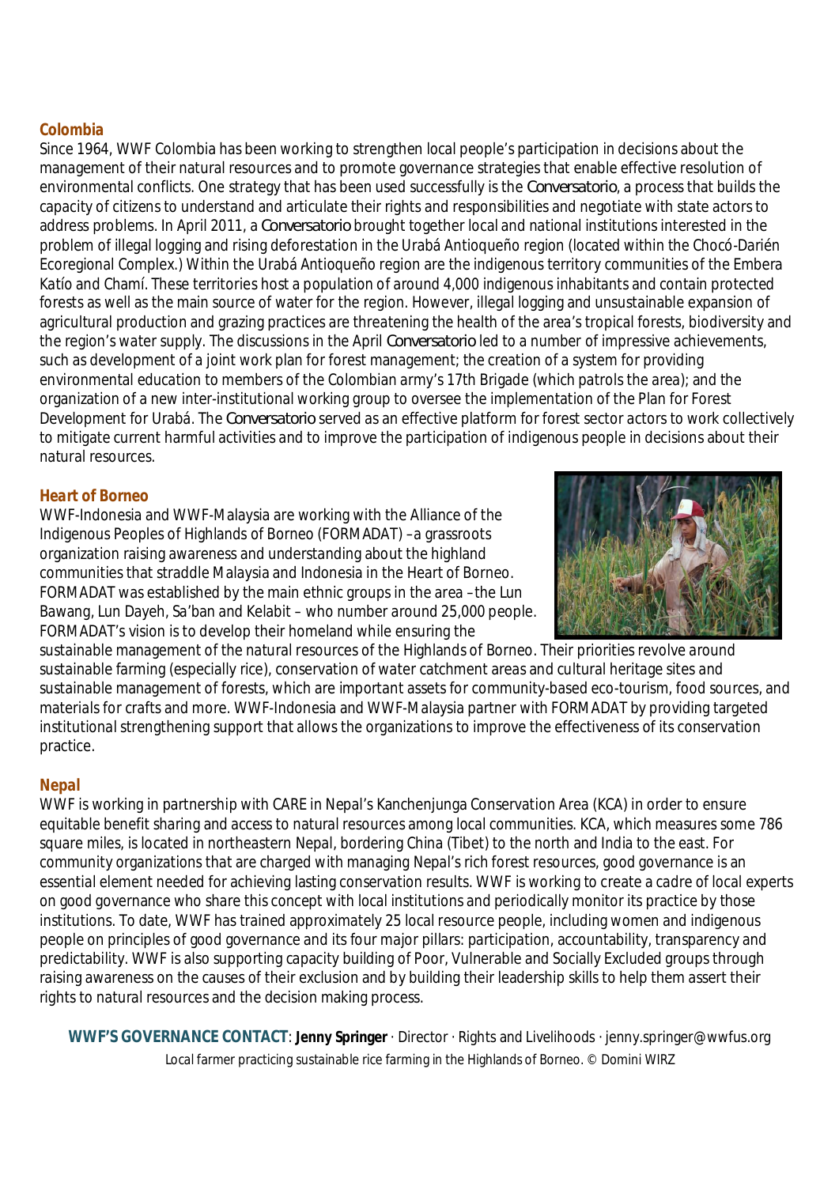## Colombia

Since 1964, WWF Colombia has been working to strengthen local people's participation in decisions about the management of their natural resources and to promote governance strategies that enable effective resolution of environmental conflicts. One strategy that has been used successfully is the *Conversatorio*, a process that builds the capacity of citizens to understand and articulate their rights and responsibilities and negotiate with state actors to address problems. In April 2011, a *Conversatorio* brought together local and national institutions interested in the problem of illegal logging and rising deforestation in the Urabá Antioqueño region (located within the Chocó-Darién Ecoregional Complex.) Within the Urabá Antioqueño region are the indigenous territory communities of the Embera Katío and Chamí. These territories host a population of around 4,000 indigenous inhabitants and contain protected forests as well as the main source of water for the region. However, illegal logging and unsustainable expansion of agricultural production and grazing practices are threatening the health of the area's tropical forests, biodiversity and the region's water supply. The discussions in the April *Conversatorio* led to a number of impressive achievements, such as development of a joint work plan for forest management; the creation of a system for providing environmental education to members of the Colombian army's 17th Brigade (which patrols the area); and the organization of a new inter-institutional working group to oversee the implementation of the Plan for Forest Development for Urabá. The *Conversatorio* served as an effective platform for forest sector actors to work collectively to mitigate current harmful activities and to improve the participation of indigenous people in decisions about their natural resources.

## Heart of Borneo

WWF-Indonesia and WWF-Malaysia are working with the Alliance of the Indigenous Peoples of Highlands of Borneo (FORMADAT) –a grassroots organization raising awareness and understanding about the highland communities that straddle Malaysia and Indonesia in the Heart of Borneo. FORMADAT was established by the main ethnic groups in the area –the Lun Bawang, Lun Dayeh, Sa'ban and Kelabit – who number around 25,000 people. FORMADAT's vision is to develop their homeland while ensuring the sustainable management of the natural resources of the Highlands of Borneo. Their priorities revolve around sustainable farming (especially rice), conservation of water catchment areas and cultural heritage sites and sustainable management of forests, which are important assets for community-based eco-tourism, food sources, and materials for crafts and more. WWF-Indonesia and WWF-Malaysia partner with FORMADAT by providing targeted institutional strengthening support that allows the organizations to improve the effectiveness of its conservation practice.

## Nepal

WWF is working in partnership with CARE in Nepal's Kanchenjunga Conservation Area (KCA) in order to ensure equitable benefit sharing and access to natural resources among local communities. KCA, which measures some 786 square miles, is located in northeastern Nepal, bordering China (Tibet) to the north and India to the east. For community organizations that are charged with managing Nepal's rich forest resources, good governance is an essential element needed for achieving lasting conservation results. WWF is working to create a cadre of local experts on good governance who share this concept with local institutions and periodically monitor its practice by those institutions. To date, WWF has trained approximately 25 local resource people, including women and indigenous people on principles of good governance and its four major pillars: participation, accountability, transparency and predictability. WWF is also supporting capacity building of Poor, Vulnerable and Socially Excluded groups through raising awareness on the causes of their exclusion and by building their leadership skills to help them assert their rights to natural resources and the decision making process.

**WWF'S GOVERNANCE CONTACT**: **Jenny Springer** · Director · Rights and Livelihoods · jenny.springer@wwfus.org

Local farmer practicing sustainable rice farming in the Highlands of Borneo. © Domini WIRZ